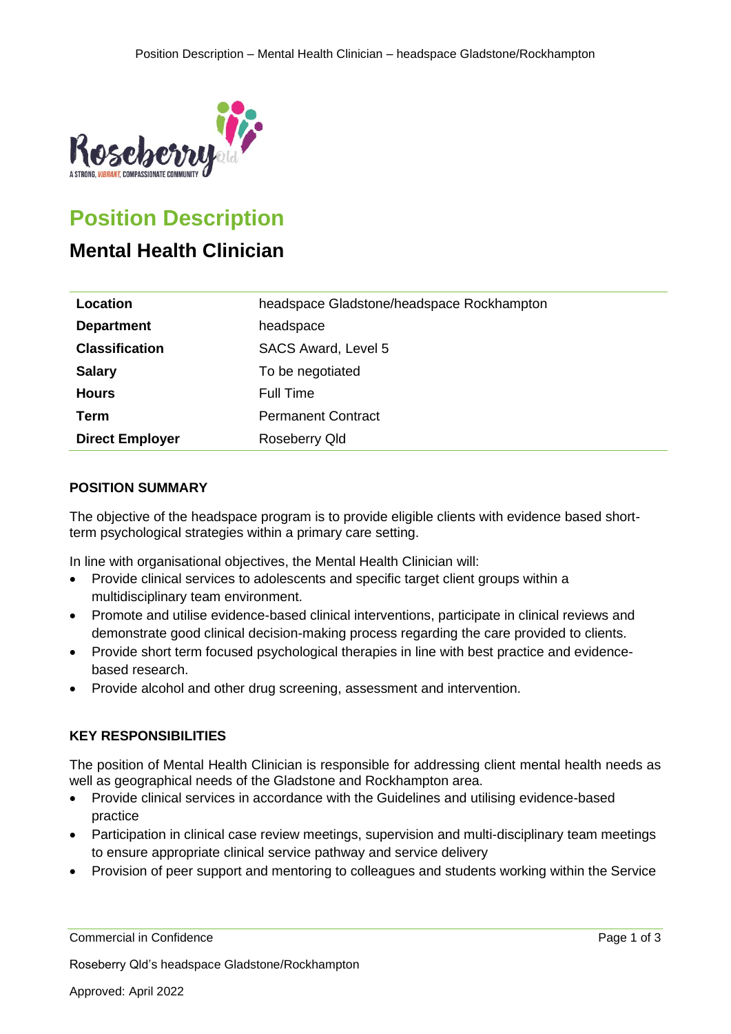# Position Description

## Mental Health Clinician

| | |
|---|---|
| **Location** | headspace Gladstone/headspace Rockhampton |
| **Department** | headspace |
| **Classification** | SACS Award, Level 5 |
| **Salary** | To be negotiated |
| **Hours** | Full Time |
| **Term** | Permanent Contract |
| **Direct Employer** | Roseberry Qld |

### POSITION SUMMARY

The objective of the headspace program is to provide eligible clients with evidence based short-term psychological strategies within a primary care setting.

In line with organisational objectives, the Mental Health Clinician will:

- Provide clinical services to adolescents and specific target client groups within a multidisciplinary team environment.
- Promote and utilise evidence-based clinical interventions, participate in clinical reviews and demonstrate good clinical decision-making process regarding the care provided to clients.
- Provide short term focused psychological therapies in line with best practice and evidence-based research.
- Provide alcohol and other drug screening, assessment and intervention.

### KEY RESPONSIBILITIES

The position of Mental Health Clinician is responsible for addressing client mental health needs as well as geographical needs of the Gladstone and Rockhampton area.

- Provide clinical services in accordance with the Guidelines and utilising evidence-based practice
- Participation in clinical case review meetings, supervision and multi-disciplinary team meetings to ensure appropriate clinical service pathway and service delivery
- Provision of peer support and mentoring to colleagues and students working within the Service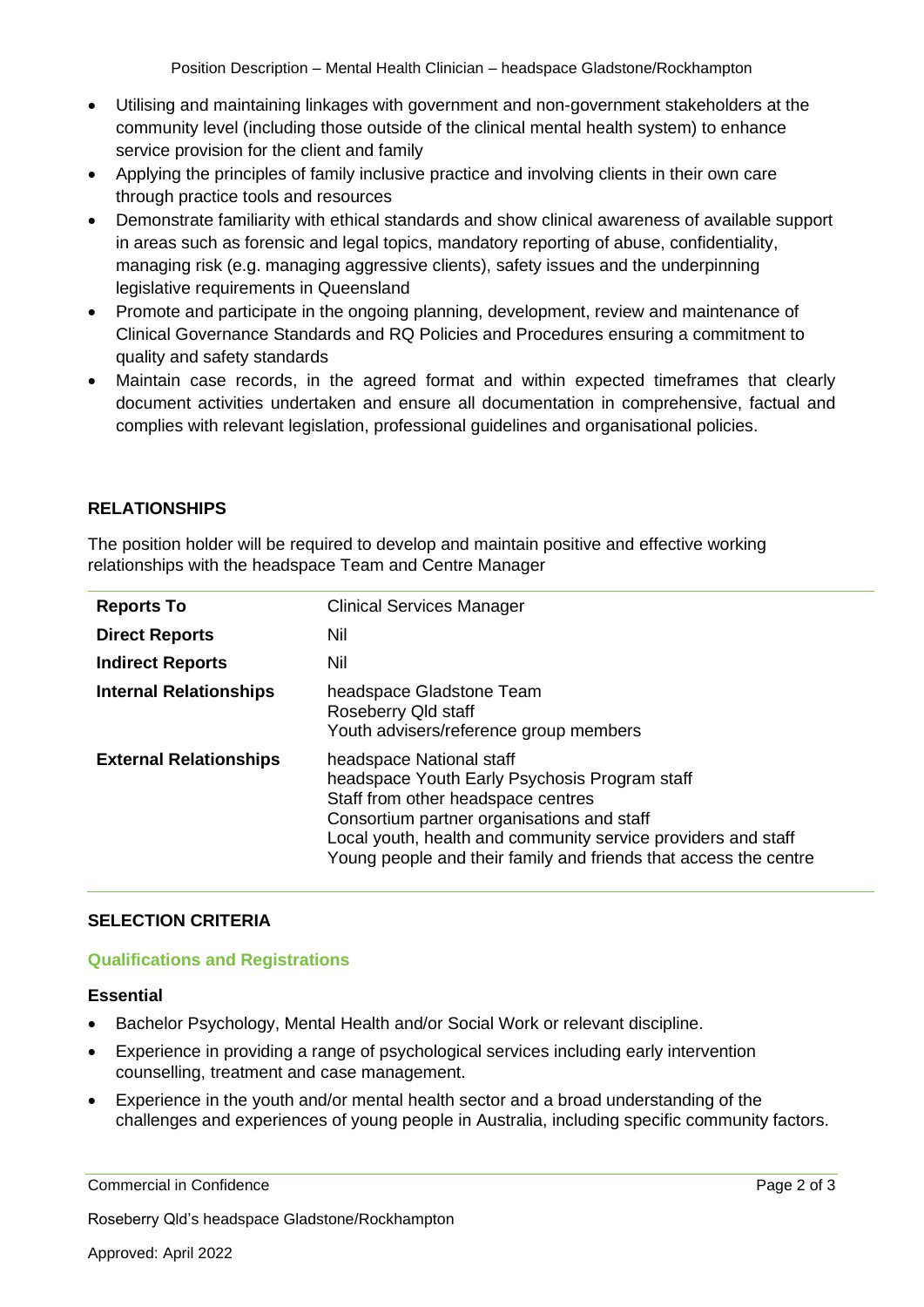- Utilising and maintaining linkages with government and non-government stakeholders at the community level (including those outside of the clinical mental health system) to enhance service provision for the client and family
- Applying the principles of family inclusive practice and involving clients in their own care through practice tools and resources
- Demonstrate familiarity with ethical standards and show clinical awareness of available support in areas such as forensic and legal topics, mandatory reporting of abuse, confidentiality, managing risk (e.g. managing aggressive clients), safety issues and the underpinning legislative requirements in Queensland
- Promote and participate in the ongoing planning, development, review and maintenance of Clinical Governance Standards and RQ Policies and Procedures ensuring a commitment to quality and safety standards
- Maintain case records, in the agreed format and within expected timeframes that clearly document activities undertaken and ensure all documentation in comprehensive, factual and complies with relevant legislation, professional guidelines and organisational policies.

## RELATIONSHIPS

The position holder will be required to develop and maintain positive and effective working relationships with the headspace Team and Centre Manager

| | |
|---|---|
| **Reports To** | Clinical Services Manager |
| **Direct Reports** | Nil |
| **Indirect Reports** | Nil |
| **Internal Relationships** | headspace Gladstone Team<br>Roseberry Qld staff<br>Youth advisers/reference group members |
| **External Relationships** | headspace National staff<br>headspace Youth Early Psychosis Program staff<br>Staff from other headspace centres<br>Consortium partner organisations and staff<br>Local youth, health and community service providers and staff<br>Young people and their family and friends that access the centre |

## SELECTION CRITERIA

### Qualifications and Registrations

**Essential**

- Bachelor Psychology, Mental Health and/or Social Work or relevant discipline.
- Experience in providing a range of psychological services including early intervention counselling, treatment and case management.
- Experience in the youth and/or mental health sector and a broad understanding of the challenges and experiences of young people in Australia, including specific community factors.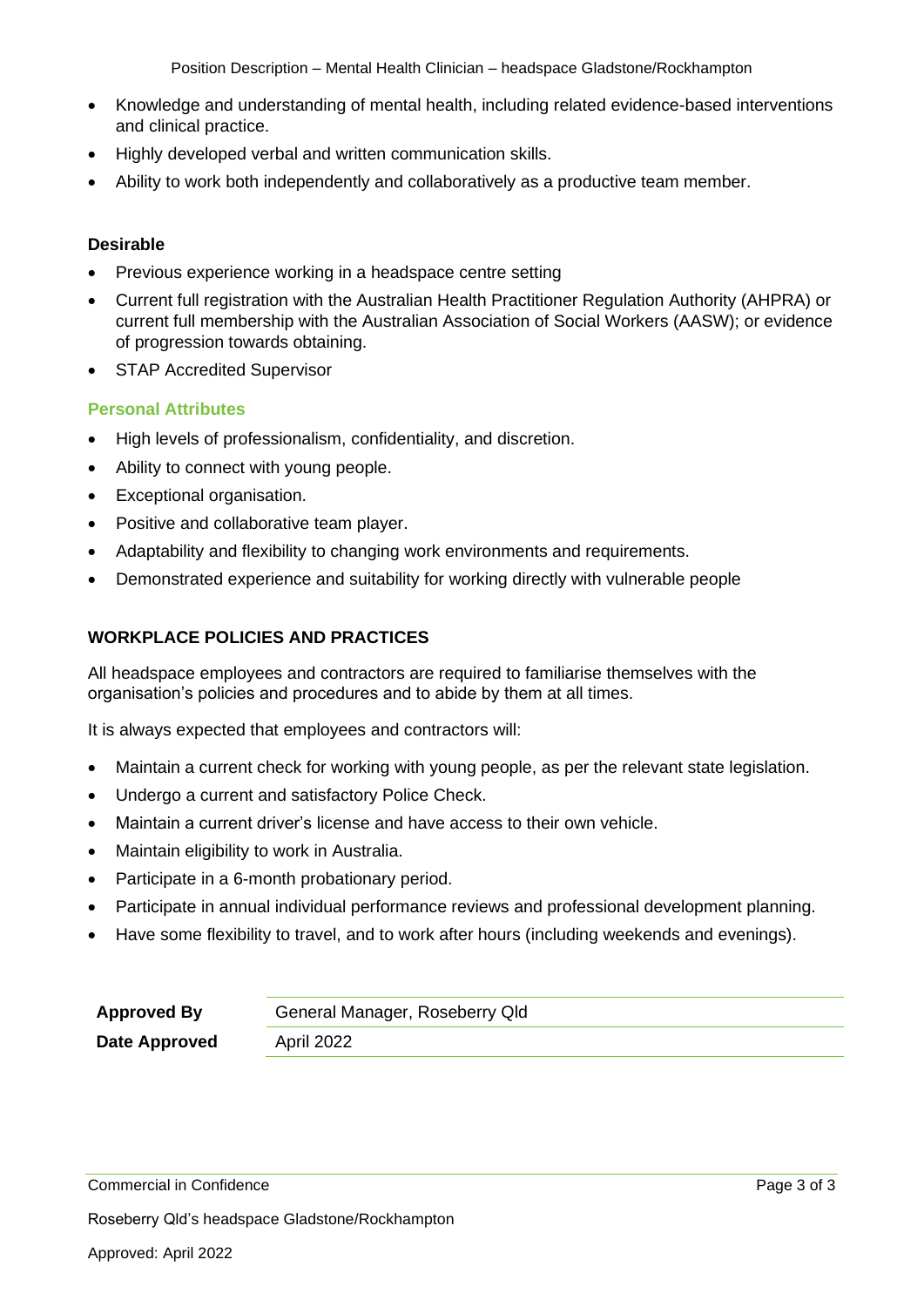- Knowledge and understanding of mental health, including related evidence-based interventions and clinical practice.
- Highly developed verbal and written communication skills.
- Ability to work both independently and collaboratively as a productive team member.

**Desirable**

- Previous experience working in a headspace centre setting
- Current full registration with the Australian Health Practitioner Regulation Authority (AHPRA) or current full membership with the Australian Association of Social Workers (AASW); or evidence of progression towards obtaining.
- STAP Accredited Supervisor

### Personal Attributes

- High levels of professionalism, confidentiality, and discretion.
- Ability to connect with young people.
- Exceptional organisation.
- Positive and collaborative team player.
- Adaptability and flexibility to changing work environments and requirements.
- Demonstrated experience and suitability for working directly with vulnerable people

## WORKPLACE POLICIES AND PRACTICES

All headspace employees and contractors are required to familiarise themselves with the organisation's policies and procedures and to abide by them at all times.

It is always expected that employees and contractors will:

- Maintain a current check for working with young people, as per the relevant state legislation.
- Undergo a current and satisfactory Police Check.
- Maintain a current driver's license and have access to their own vehicle.
- Maintain eligibility to work in Australia.
- Participate in a 6-month probationary period.
- Participate in annual individual performance reviews and professional development planning.
- Have some flexibility to travel, and to work after hours (including weekends and evenings).

| | |
|---|---|
| **Approved By** | General Manager, Roseberry Qld |
| **Date Approved** | April 2022 |